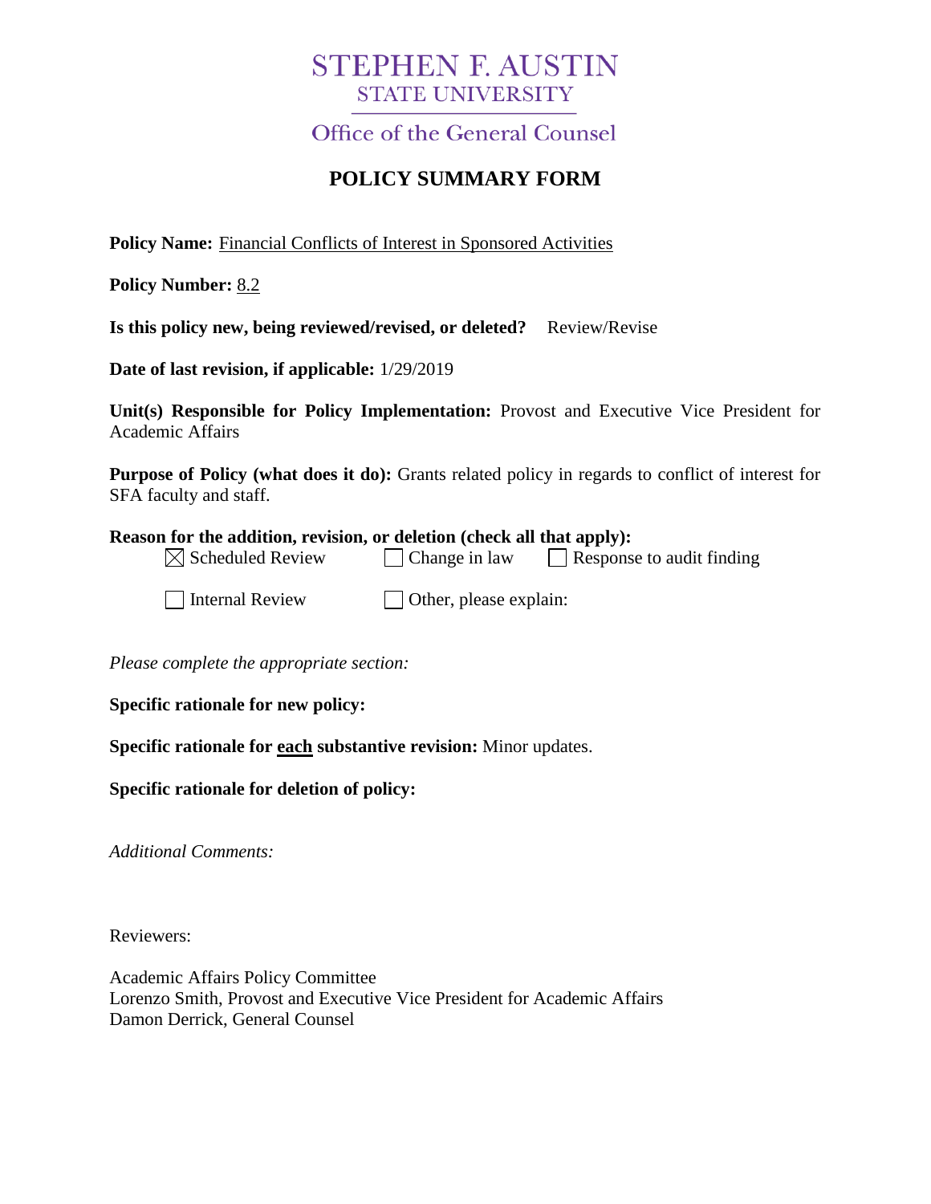# STEPHEN F. AUSTIN
## STATE UNIVERSITY

Office of the General Counsel

## POLICY SUMMARY FORM

**Policy Name:** Financial Conflicts of Interest in Sponsored Activities

**Policy Number:** 8.2

**Is this policy new, being reviewed/revised, or deleted?** Review/Revise

**Date of last revision, if applicable:** 1/29/2019

**Unit(s) Responsible for Policy Implementation:** Provost and Executive Vice President for Academic Affairs

**Purpose of Policy (what does it do):** Grants related policy in regards to conflict of interest for SFA faculty and staff.

**Reason for the addition, revision, or deletion (check all that apply):**

- ☒ Scheduled Review
- ☐ Change in law
- ☐ Response to audit finding
- ☐ Internal Review
- ☐ Other, please explain:

*Please complete the appropriate section:*

**Specific rationale for new policy:**

**Specific rationale for each substantive revision:** Minor updates.

**Specific rationale for deletion of policy:**

*Additional Comments:*

Reviewers:

Academic Affairs Policy Committee
Lorenzo Smith, Provost and Executive Vice President for Academic Affairs
Damon Derrick, General Counsel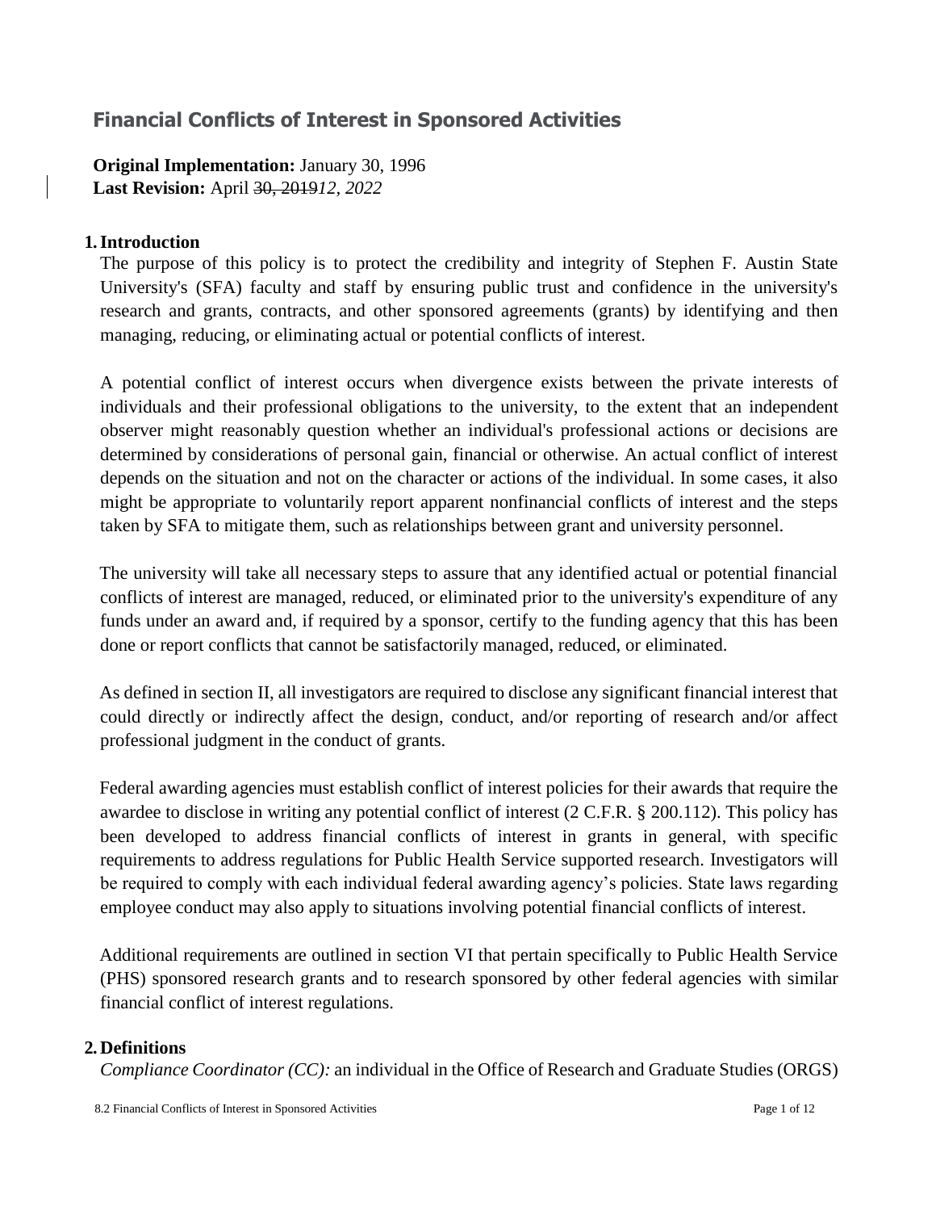# Financial Conflicts of Interest in Sponsored Activities

**Original Implementation:** January 30, 1996
**Last Revision:** April ~~30, 2019~~*12, 2022*

## 1. Introduction

The purpose of this policy is to protect the credibility and integrity of Stephen F. Austin State University's (SFA) faculty and staff by ensuring public trust and confidence in the university's research and grants, contracts, and other sponsored agreements (grants) by identifying and then managing, reducing, or eliminating actual or potential conflicts of interest.

A potential conflict of interest occurs when divergence exists between the private interests of individuals and their professional obligations to the university, to the extent that an independent observer might reasonably question whether an individual's professional actions or decisions are determined by considerations of personal gain, financial or otherwise. An actual conflict of interest depends on the situation and not on the character or actions of the individual. In some cases, it also might be appropriate to voluntarily report apparent nonfinancial conflicts of interest and the steps taken by SFA to mitigate them, such as relationships between grant and university personnel.

The university will take all necessary steps to assure that any identified actual or potential financial conflicts of interest are managed, reduced, or eliminated prior to the university's expenditure of any funds under an award and, if required by a sponsor, certify to the funding agency that this has been done or report conflicts that cannot be satisfactorily managed, reduced, or eliminated.

As defined in section II, all investigators are required to disclose any significant financial interest that could directly or indirectly affect the design, conduct, and/or reporting of research and/or affect professional judgment in the conduct of grants.

Federal awarding agencies must establish conflict of interest policies for their awards that require the awardee to disclose in writing any potential conflict of interest (2 C.F.R. § 200.112). This policy has been developed to address financial conflicts of interest in grants in general, with specific requirements to address regulations for Public Health Service supported research. Investigators will be required to comply with each individual federal awarding agency's policies. State laws regarding employee conduct may also apply to situations involving potential financial conflicts of interest.

Additional requirements are outlined in section VI that pertain specifically to Public Health Service (PHS) sponsored research grants and to research sponsored by other federal agencies with similar financial conflict of interest regulations.

## 2. Definitions

*Compliance Coordinator (CC):* an individual in the Office of Research and Graduate Studies (ORGS)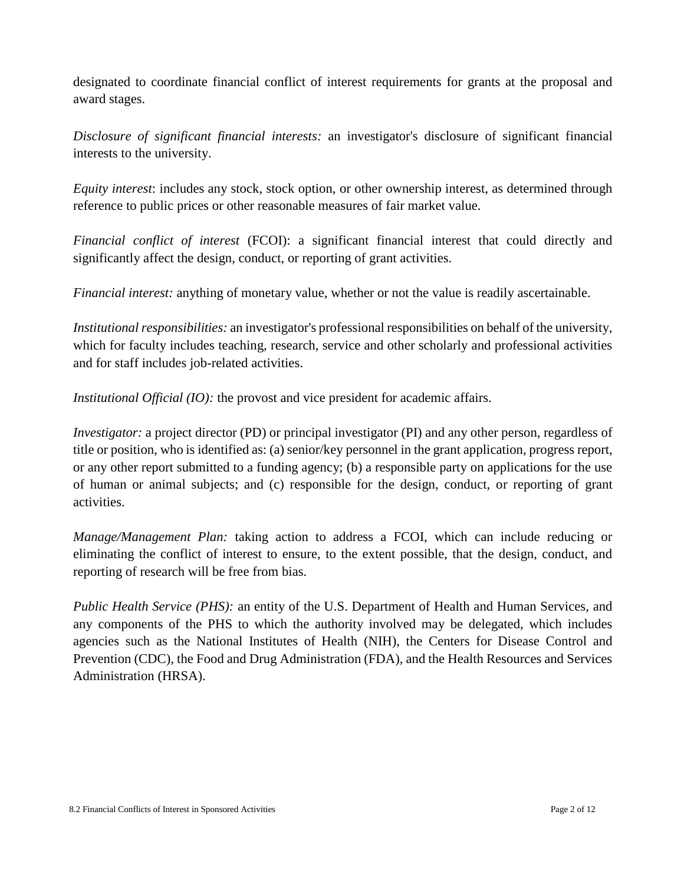designated to coordinate financial conflict of interest requirements for grants at the proposal and award stages.

*Disclosure of significant financial interests:* an investigator's disclosure of significant financial interests to the university.

*Equity interest*: includes any stock, stock option, or other ownership interest, as determined through reference to public prices or other reasonable measures of fair market value.

*Financial conflict of interest* (FCOI): a significant financial interest that could directly and significantly affect the design, conduct, or reporting of grant activities.

*Financial interest:* anything of monetary value, whether or not the value is readily ascertainable.

*Institutional responsibilities:* an investigator's professional responsibilities on behalf of the university, which for faculty includes teaching, research, service and other scholarly and professional activities and for staff includes job-related activities.

*Institutional Official (IO):* the provost and vice president for academic affairs.

*Investigator:* a project director (PD) or principal investigator (PI) and any other person, regardless of title or position, who is identified as: (a) senior/key personnel in the grant application, progress report, or any other report submitted to a funding agency; (b) a responsible party on applications for the use of human or animal subjects; and (c) responsible for the design, conduct, or reporting of grant activities.

*Manage/Management Plan:* taking action to address a FCOI, which can include reducing or eliminating the conflict of interest to ensure, to the extent possible, that the design, conduct, and reporting of research will be free from bias.

*Public Health Service (PHS):* an entity of the U.S. Department of Health and Human Services, and any components of the PHS to which the authority involved may be delegated, which includes agencies such as the National Institutes of Health (NIH), the Centers for Disease Control and Prevention (CDC), the Food and Drug Administration (FDA), and the Health Resources and Services Administration (HRSA).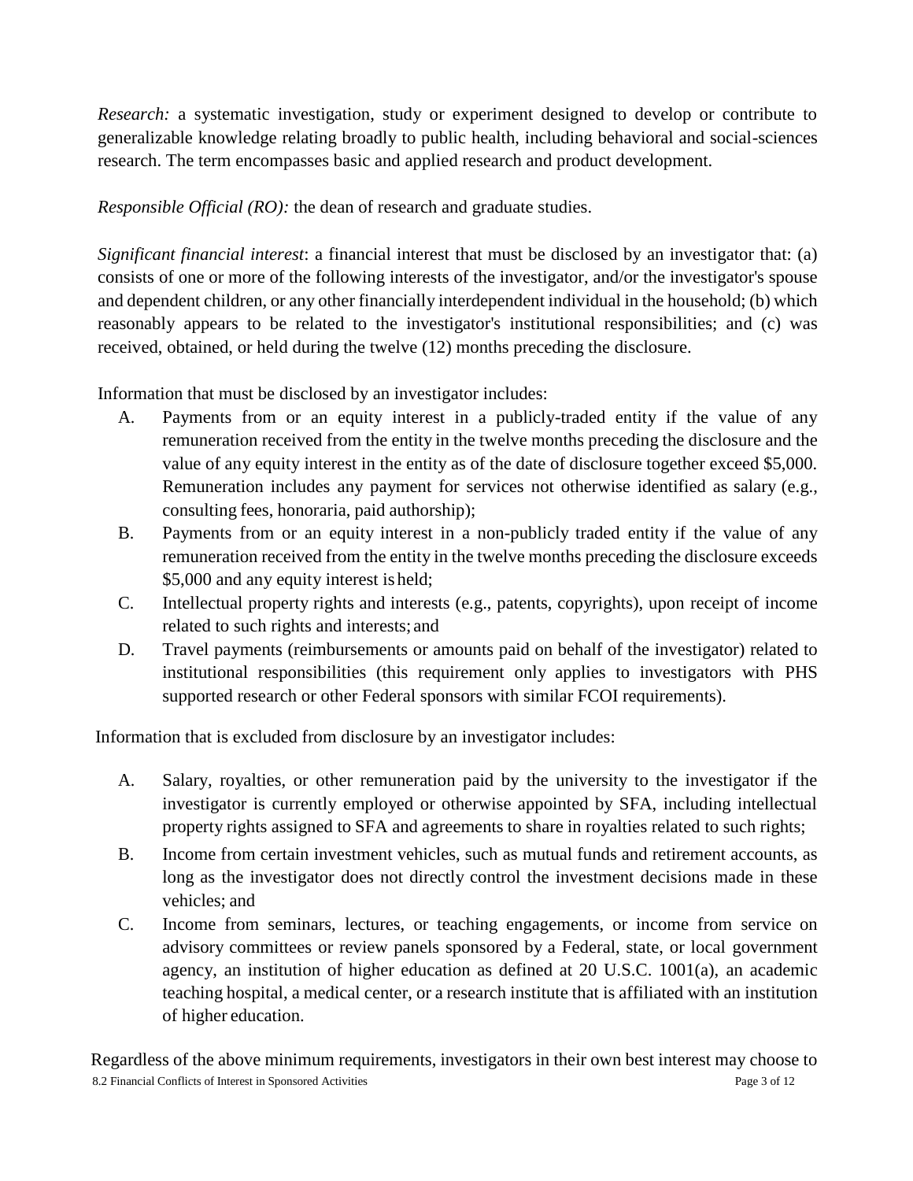*Research:* a systematic investigation, study or experiment designed to develop or contribute to generalizable knowledge relating broadly to public health, including behavioral and social-sciences research. The term encompasses basic and applied research and product development.

*Responsible Official (RO):* the dean of research and graduate studies.

*Significant financial interest*: a financial interest that must be disclosed by an investigator that: (a) consists of one or more of the following interests of the investigator, and/or the investigator's spouse and dependent children, or any other financially interdependent individual in the household; (b) which reasonably appears to be related to the investigator's institutional responsibilities; and (c) was received, obtained, or held during the twelve (12) months preceding the disclosure.

Information that must be disclosed by an investigator includes:

A. Payments from or an equity interest in a publicly-traded entity if the value of any remuneration received from the entity in the twelve months preceding the disclosure and the value of any equity interest in the entity as of the date of disclosure together exceed $5,000. Remuneration includes any payment for services not otherwise identified as salary (e.g., consulting fees, honoraria, paid authorship);
B. Payments from or an equity interest in a non-publicly traded entity if the value of any remuneration received from the entity in the twelve months preceding the disclosure exceeds $5,000 and any equity interest is held;
C. Intellectual property rights and interests (e.g., patents, copyrights), upon receipt of income related to such rights and interests; and
D. Travel payments (reimbursements or amounts paid on behalf of the investigator) related to institutional responsibilities (this requirement only applies to investigators with PHS supported research or other Federal sponsors with similar FCOI requirements).

Information that is excluded from disclosure by an investigator includes:

A. Salary, royalties, or other remuneration paid by the university to the investigator if the investigator is currently employed or otherwise appointed by SFA, including intellectual property rights assigned to SFA and agreements to share in royalties related to such rights;
B. Income from certain investment vehicles, such as mutual funds and retirement accounts, as long as the investigator does not directly control the investment decisions made in these vehicles; and
C. Income from seminars, lectures, or teaching engagements, or income from service on advisory committees or review panels sponsored by a Federal, state, or local government agency, an institution of higher education as defined at 20 U.S.C. 1001(a), an academic teaching hospital, a medical center, or a research institute that is affiliated with an institution of higher education.

Regardless of the above minimum requirements, investigators in their own best interest may choose to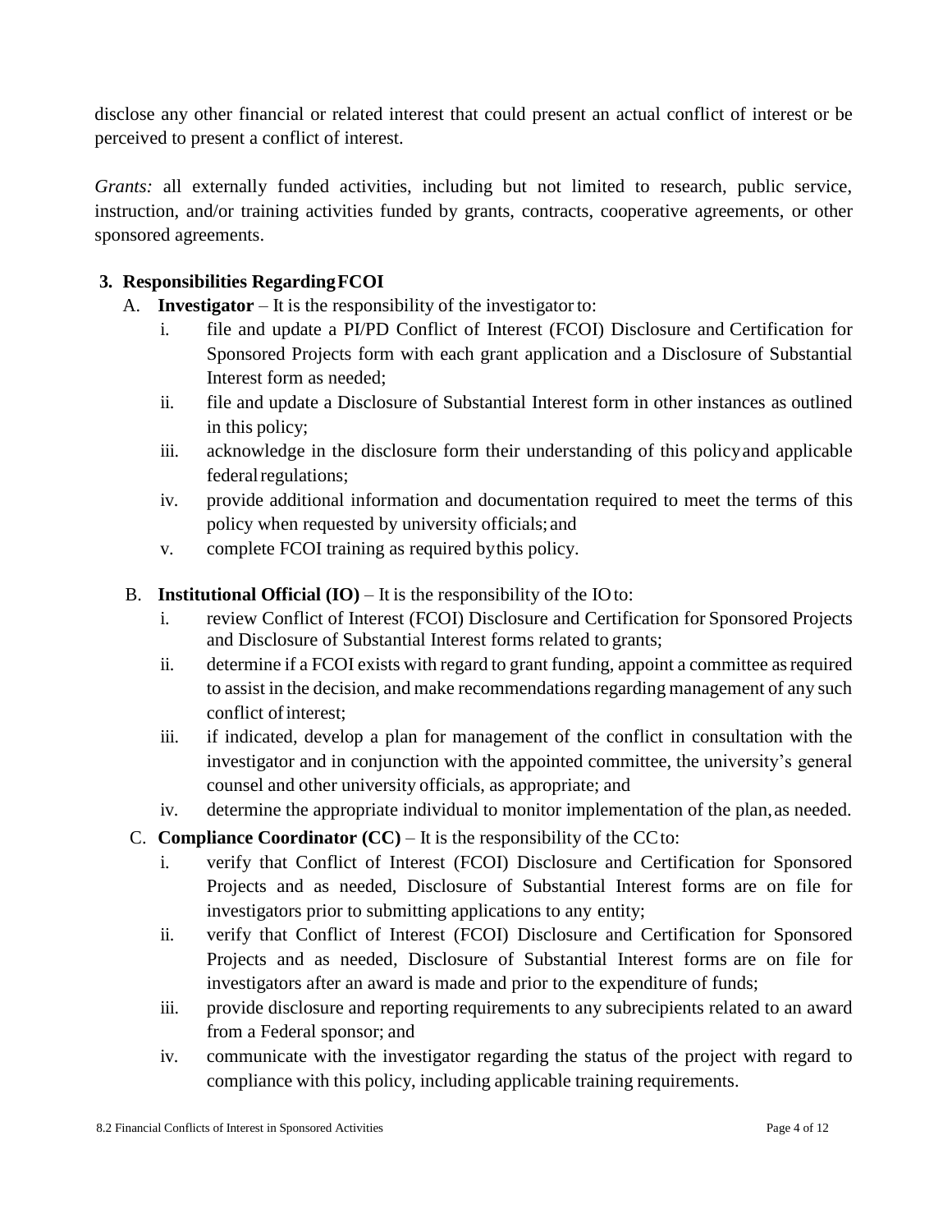disclose any other financial or related interest that could present an actual conflict of interest or be perceived to present a conflict of interest.

*Grants:* all externally funded activities, including but not limited to research, public service, instruction, and/or training activities funded by grants, contracts, cooperative agreements, or other sponsored agreements.

**3. Responsibilities Regarding FCOI**

A. **Investigator** – It is the responsibility of the investigator to:

i. file and update a PI/PD Conflict of Interest (FCOI) Disclosure and Certification for Sponsored Projects form with each grant application and a Disclosure of Substantial Interest form as needed;

ii. file and update a Disclosure of Substantial Interest form in other instances as outlined in this policy;

iii. acknowledge in the disclosure form their understanding of this policy and applicable federal regulations;

iv. provide additional information and documentation required to meet the terms of this policy when requested by university officials; and

v. complete FCOI training as required by this policy.

B. **Institutional Official (IO)** – It is the responsibility of the IO to:

i. review Conflict of Interest (FCOI) Disclosure and Certification for Sponsored Projects and Disclosure of Substantial Interest forms related to grants;

ii. determine if a FCOI exists with regard to grant funding, appoint a committee as required to assist in the decision, and make recommendations regarding management of any such conflict of interest;

iii. if indicated, develop a plan for management of the conflict in consultation with the investigator and in conjunction with the appointed committee, the university's general counsel and other university officials, as appropriate; and

iv. determine the appropriate individual to monitor implementation of the plan, as needed.

C. **Compliance Coordinator (CC)** – It is the responsibility of the CC to:

i. verify that Conflict of Interest (FCOI) Disclosure and Certification for Sponsored Projects and as needed, Disclosure of Substantial Interest forms are on file for investigators prior to submitting applications to any entity;

ii. verify that Conflict of Interest (FCOI) Disclosure and Certification for Sponsored Projects and as needed, Disclosure of Substantial Interest forms are on file for investigators after an award is made and prior to the expenditure of funds;

iii. provide disclosure and reporting requirements to any subrecipients related to an award from a Federal sponsor; and

iv. communicate with the investigator regarding the status of the project with regard to compliance with this policy, including applicable training requirements.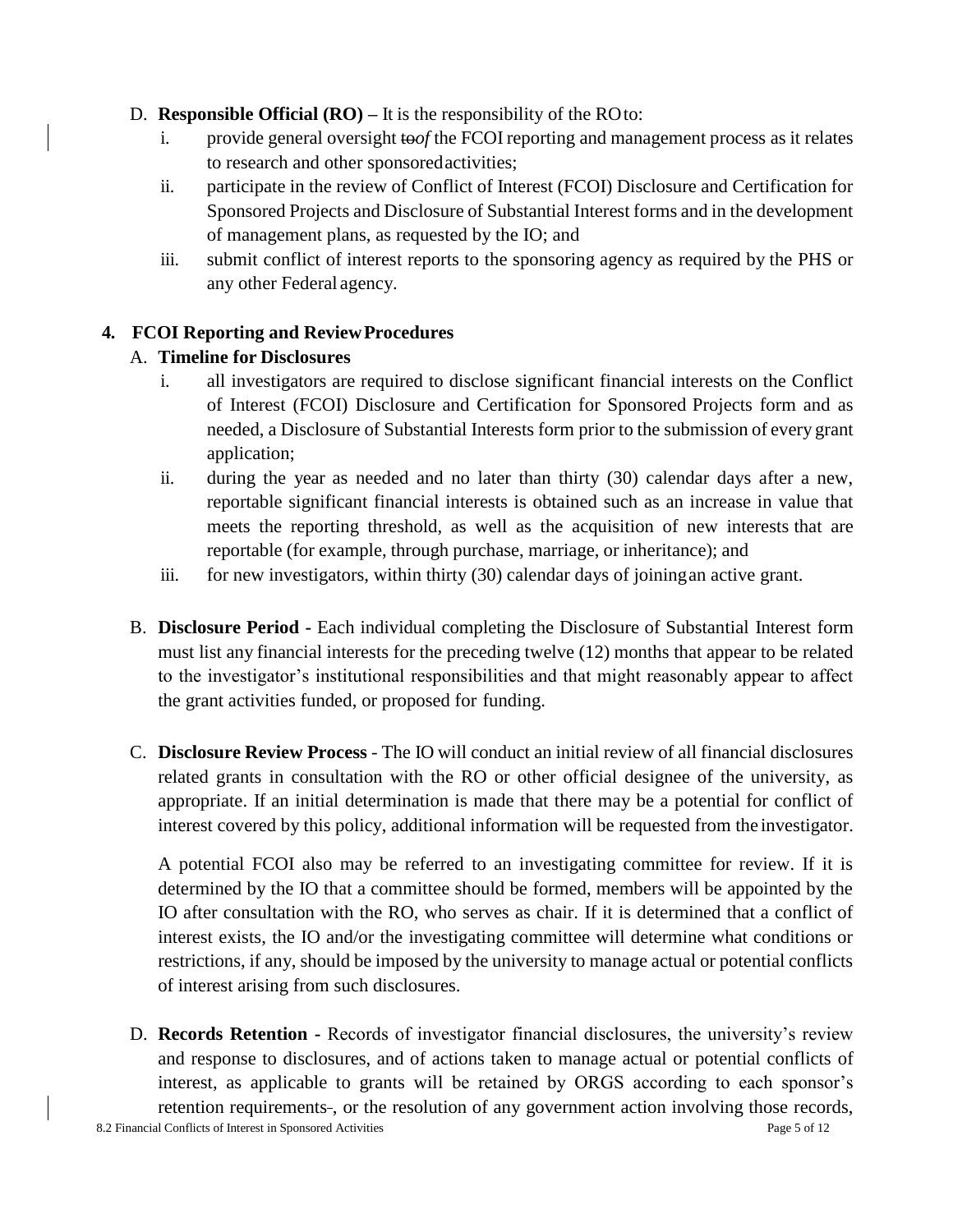D. **Responsible Official (RO)** – It is the responsibility of the RO to:

   i. provide general oversight ~~to~~*of* the FCOI reporting and management process as it relates to research and other sponsored activities;

   ii. participate in the review of Conflict of Interest (FCOI) Disclosure and Certification for Sponsored Projects and Disclosure of Substantial Interest forms and in the development of management plans, as requested by the IO; and

   iii. submit conflict of interest reports to the sponsoring agency as required by the PHS or any other Federal agency.

## 4. FCOI Reporting and Review Procedures

A. **Timeline for Disclosures**

   i. all investigators are required to disclose significant financial interests on the Conflict of Interest (FCOI) Disclosure and Certification for Sponsored Projects form and as needed, a Disclosure of Substantial Interests form prior to the submission of every grant application;

   ii. during the year as needed and no later than thirty (30) calendar days after a new, reportable significant financial interests is obtained such as an increase in value that meets the reporting threshold, as well as the acquisition of new interests that are reportable (for example, through purchase, marriage, or inheritance); and

   iii. for new investigators, within thirty (30) calendar days of joining an active grant.

B. **Disclosure Period -** Each individual completing the Disclosure of Substantial Interest form must list any financial interests for the preceding twelve (12) months that appear to be related to the investigator's institutional responsibilities and that might reasonably appear to affect the grant activities funded, or proposed for funding.

C. **Disclosure Review Process** - The IO will conduct an initial review of all financial disclosures related grants in consultation with the RO or other official designee of the university, as appropriate. If an initial determination is made that there may be a potential for conflict of interest covered by this policy, additional information will be requested from the investigator.

   A potential FCOI also may be referred to an investigating committee for review. If it is determined by the IO that a committee should be formed, members will be appointed by the IO after consultation with the RO, who serves as chair. If it is determined that a conflict of interest exists, the IO and/or the investigating committee will determine what conditions or restrictions, if any, should be imposed by the university to manage actual or potential conflicts of interest arising from such disclosures.

D. **Records Retention -** Records of investigator financial disclosures, the university's review and response to disclosures, and of actions taken to manage actual or potential conflicts of interest, as applicable to grants will be retained by ORGS according to each sponsor's retention requirements~~.~~, or the resolution of any government action involving those records,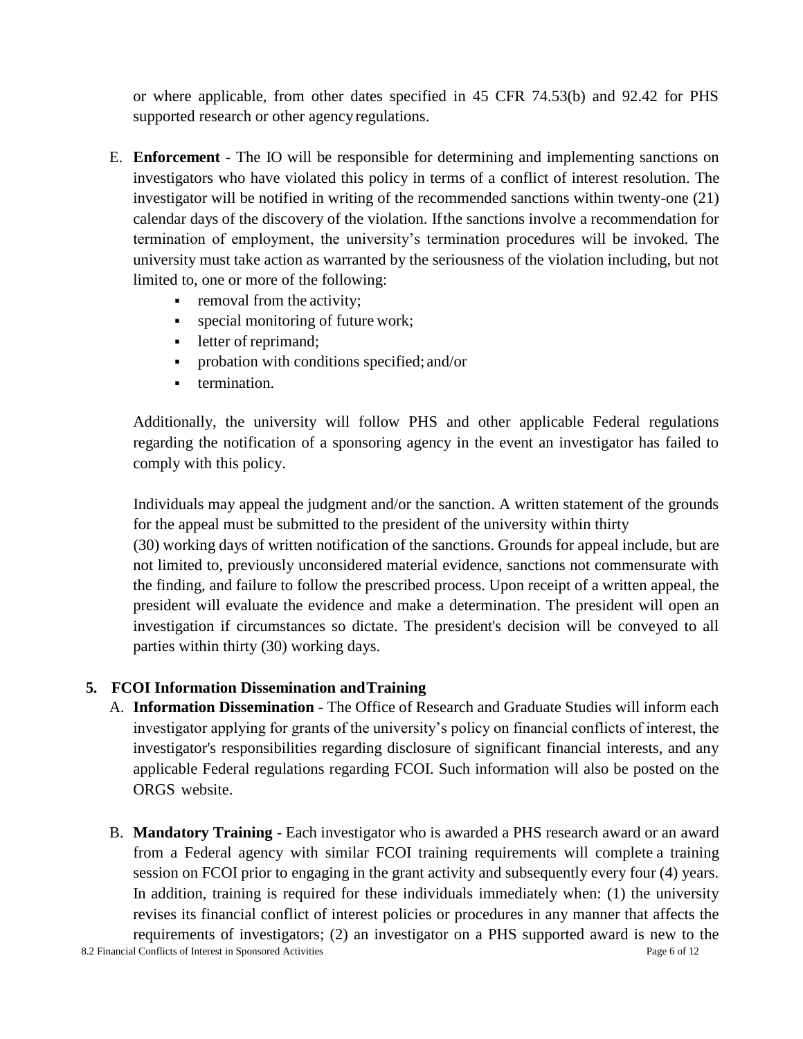or where applicable, from other dates specified in 45 CFR 74.53(b) and 92.42 for PHS supported research or other agency regulations.

E. **Enforcement** - The IO will be responsible for determining and implementing sanctions on investigators who have violated this policy in terms of a conflict of interest resolution. The investigator will be notified in writing of the recommended sanctions within twenty-one (21) calendar days of the discovery of the violation. If the sanctions involve a recommendation for termination of employment, the university's termination procedures will be invoked. The university must take action as warranted by the seriousness of the violation including, but not limited to, one or more of the following:

   - removal from the activity;
   - special monitoring of future work;
   - letter of reprimand;
   - probation with conditions specified; and/or
   - termination.

   Additionally, the university will follow PHS and other applicable Federal regulations regarding the notification of a sponsoring agency in the event an investigator has failed to comply with this policy.

   Individuals may appeal the judgment and/or the sanction. A written statement of the grounds for the appeal must be submitted to the president of the university within thirty (30) working days of written notification of the sanctions. Grounds for appeal include, but are not limited to, previously unconsidered material evidence, sanctions not commensurate with the finding, and failure to follow the prescribed process. Upon receipt of a written appeal, the president will evaluate the evidence and make a determination. The president will open an investigation if circumstances so dictate. The president's decision will be conveyed to all parties within thirty (30) working days.

## 5. FCOI Information Dissemination and Training

A. **Information Dissemination** - The Office of Research and Graduate Studies will inform each investigator applying for grants of the university's policy on financial conflicts of interest, the investigator's responsibilities regarding disclosure of significant financial interests, and any applicable Federal regulations regarding FCOI. Such information will also be posted on the ORGS website.

B. **Mandatory Training** - Each investigator who is awarded a PHS research award or an award from a Federal agency with similar FCOI training requirements will complete a training session on FCOI prior to engaging in the grant activity and subsequently every four (4) years. In addition, training is required for these individuals immediately when: (1) the university revises its financial conflict of interest policies or procedures in any manner that affects the requirements of investigators; (2) an investigator on a PHS supported award is new to the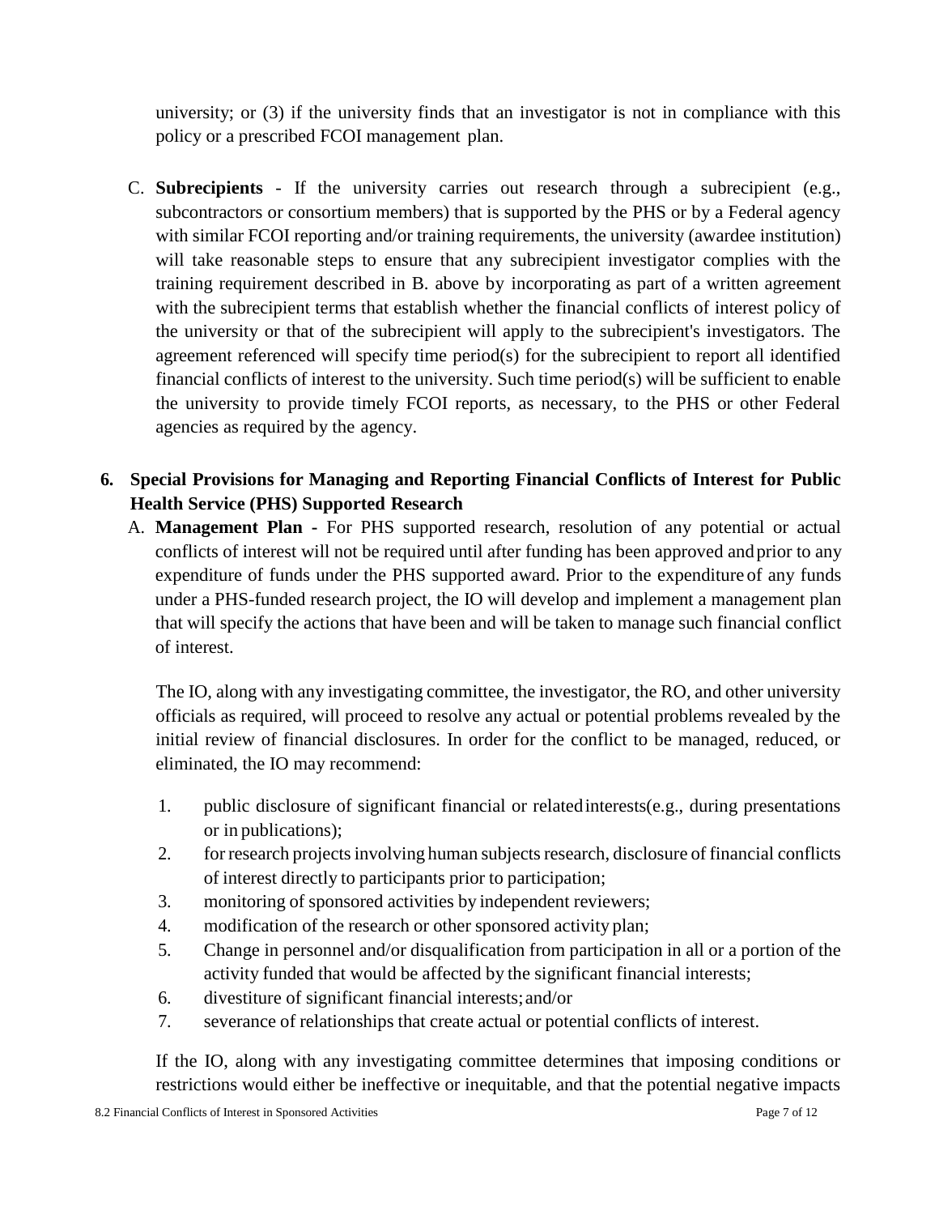university; or (3) if the university finds that an investigator is not in compliance with this policy or a prescribed FCOI management plan.

C. **Subrecipients** - If the university carries out research through a subrecipient (e.g., subcontractors or consortium members) that is supported by the PHS or by a Federal agency with similar FCOI reporting and/or training requirements, the university (awardee institution) will take reasonable steps to ensure that any subrecipient investigator complies with the training requirement described in B. above by incorporating as part of a written agreement with the subrecipient terms that establish whether the financial conflicts of interest policy of the university or that of the subrecipient will apply to the subrecipient's investigators. The agreement referenced will specify time period(s) for the subrecipient to report all identified financial conflicts of interest to the university. Such time period(s) will be sufficient to enable the university to provide timely FCOI reports, as necessary, to the PHS or other Federal agencies as required by the agency.

## 6. Special Provisions for Managing and Reporting Financial Conflicts of Interest for Public Health Service (PHS) Supported Research

A. **Management Plan -** For PHS supported research, resolution of any potential or actual conflicts of interest will not be required until after funding has been approved and prior to any expenditure of funds under the PHS supported award. Prior to the expenditure of any funds under a PHS-funded research project, the IO will develop and implement a management plan that will specify the actions that have been and will be taken to manage such financial conflict of interest.

The IO, along with any investigating committee, the investigator, the RO, and other university officials as required, will proceed to resolve any actual or potential problems revealed by the initial review of financial disclosures. In order for the conflict to be managed, reduced, or eliminated, the IO may recommend:

1. public disclosure of significant financial or related interests(e.g., during presentations or in publications);
2. for research projects involving human subjects research, disclosure of financial conflicts of interest directly to participants prior to participation;
3. monitoring of sponsored activities by independent reviewers;
4. modification of the research or other sponsored activity plan;
5. Change in personnel and/or disqualification from participation in all or a portion of the activity funded that would be affected by the significant financial interests;
6. divestiture of significant financial interests; and/or
7. severance of relationships that create actual or potential conflicts of interest.

If the IO, along with any investigating committee determines that imposing conditions or restrictions would either be ineffective or inequitable, and that the potential negative impacts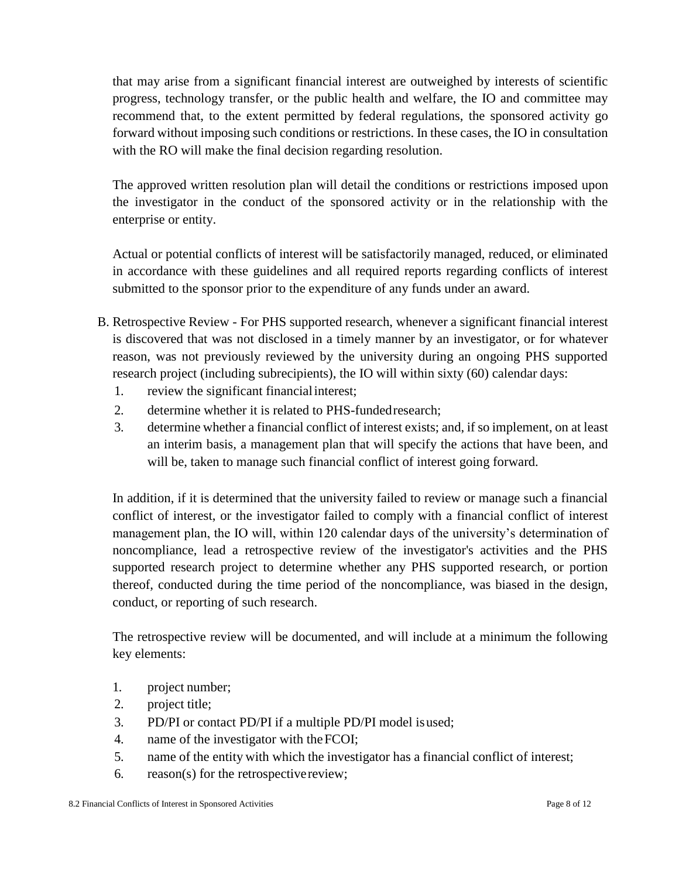that may arise from a significant financial interest are outweighed by interests of scientific progress, technology transfer, or the public health and welfare, the IO and committee may recommend that, to the extent permitted by federal regulations, the sponsored activity go forward without imposing such conditions or restrictions. In these cases, the IO in consultation with the RO will make the final decision regarding resolution.

The approved written resolution plan will detail the conditions or restrictions imposed upon the investigator in the conduct of the sponsored activity or in the relationship with the enterprise or entity.

Actual or potential conflicts of interest will be satisfactorily managed, reduced, or eliminated in accordance with these guidelines and all required reports regarding conflicts of interest submitted to the sponsor prior to the expenditure of any funds under an award.

B. Retrospective Review - For PHS supported research, whenever a significant financial interest is discovered that was not disclosed in a timely manner by an investigator, or for whatever reason, was not previously reviewed by the university during an ongoing PHS supported research project (including subrecipients), the IO will within sixty (60) calendar days:

   1. review the significant financial interest;
   2. determine whether it is related to PHS-funded research;
   3. determine whether a financial conflict of interest exists; and, if so implement, on at least an interim basis, a management plan that will specify the actions that have been, and will be, taken to manage such financial conflict of interest going forward.

   In addition, if it is determined that the university failed to review or manage such a financial conflict of interest, or the investigator failed to comply with a financial conflict of interest management plan, the IO will, within 120 calendar days of the university's determination of noncompliance, lead a retrospective review of the investigator's activities and the PHS supported research project to determine whether any PHS supported research, or portion thereof, conducted during the time period of the noncompliance, was biased in the design, conduct, or reporting of such research.

   The retrospective review will be documented, and will include at a minimum the following key elements:

   1. project number;
   2. project title;
   3. PD/PI or contact PD/PI if a multiple PD/PI model is used;
   4. name of the investigator with the FCOI;
   5. name of the entity with which the investigator has a financial conflict of interest;
   6. reason(s) for the retrospective review;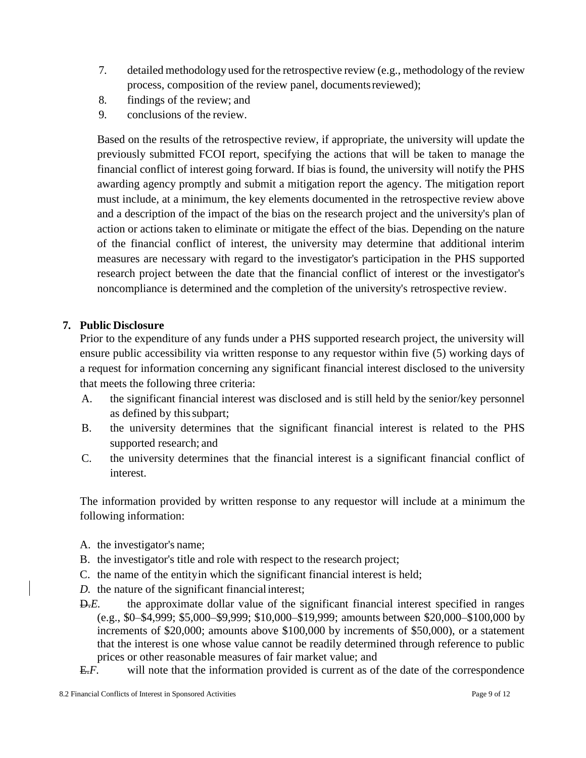7. detailed methodology used for the retrospective review (e.g., methodology of the review process, composition of the review panel, documents reviewed);
8. findings of the review; and
9. conclusions of the review.

Based on the results of the retrospective review, if appropriate, the university will update the previously submitted FCOI report, specifying the actions that will be taken to manage the financial conflict of interest going forward. If bias is found, the university will notify the PHS awarding agency promptly and submit a mitigation report the agency. The mitigation report must include, at a minimum, the key elements documented in the retrospective review above and a description of the impact of the bias on the research project and the university's plan of action or actions taken to eliminate or mitigate the effect of the bias. Depending on the nature of the financial conflict of interest, the university may determine that additional interim measures are necessary with regard to the investigator's participation in the PHS supported research project between the date that the financial conflict of interest or the investigator's noncompliance is determined and the completion of the university's retrospective review.

**7. Public Disclosure**

Prior to the expenditure of any funds under a PHS supported research project, the university will ensure public accessibility via written response to any requestor within five (5) working days of a request for information concerning any significant financial interest disclosed to the university that meets the following three criteria:

A. the significant financial interest was disclosed and is still held by the senior/key personnel as defined by this subpart;
B. the university determines that the significant financial interest is related to the PHS supported research; and
C. the university determines that the financial interest is a significant financial conflict of interest.

The information provided by written response to any requestor will include at a minimum the following information:

A. the investigator's name;
B. the investigator's title and role with respect to the research project;
C. the name of the entity in which the significant financial interest is held;
*D.* the nature of the significant financial interest;
~~D.~~*E.* the approximate dollar value of the significant financial interest specified in ranges (e.g., \$0–\$4,999; \$5,000–\$9,999; \$10,000–\$19,999; amounts between \$20,000–\$100,000 by increments of \$20,000; amounts above \$100,000 by increments of \$50,000), or a statement that the interest is one whose value cannot be readily determined through reference to public prices or other reasonable measures of fair market value; and
~~E.~~*F.* will note that the information provided is current as of the date of the correspondence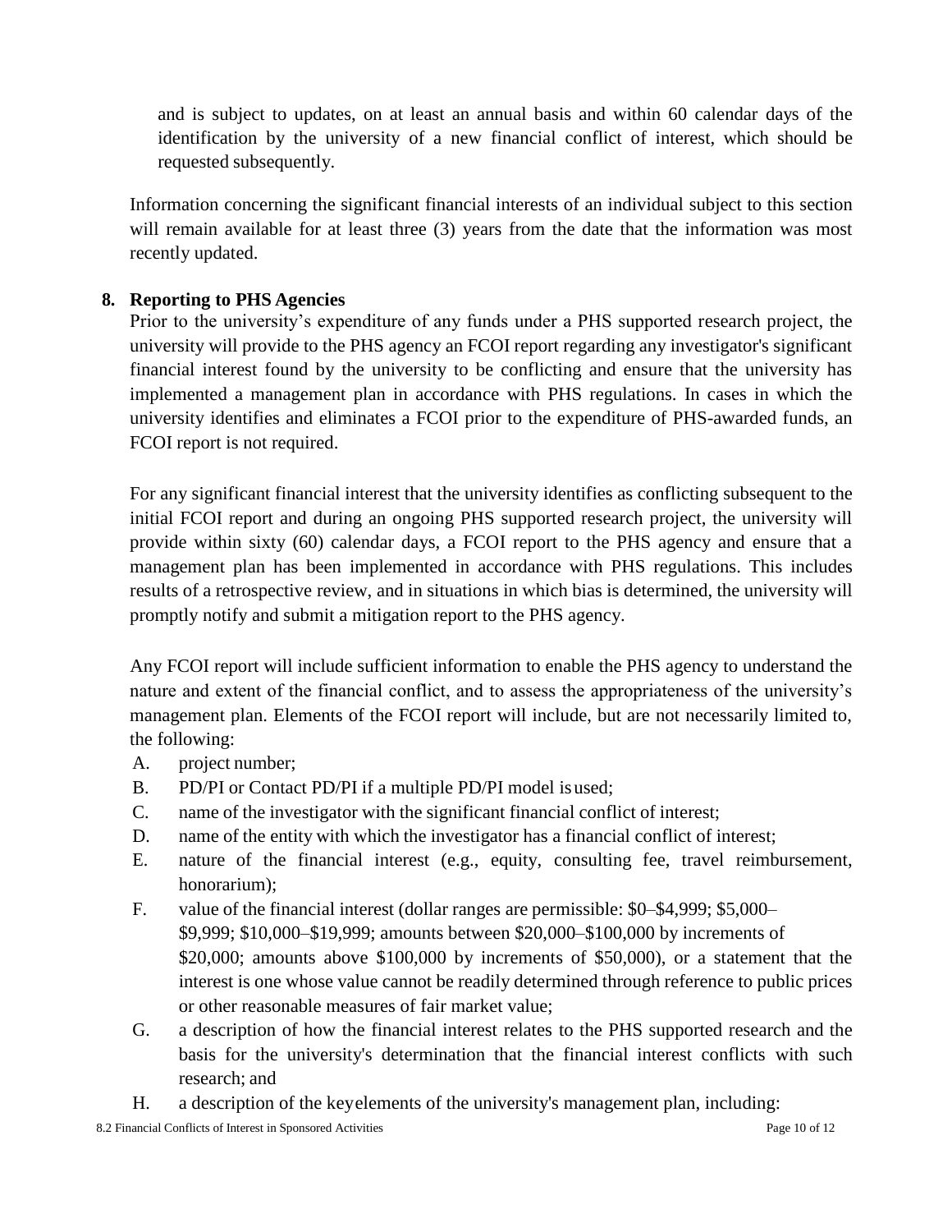and is subject to updates, on at least an annual basis and within 60 calendar days of the identification by the university of a new financial conflict of interest, which should be requested subsequently.

Information concerning the significant financial interests of an individual subject to this section will remain available for at least three (3) years from the date that the information was most recently updated.

## 8. Reporting to PHS Agencies

Prior to the university's expenditure of any funds under a PHS supported research project, the university will provide to the PHS agency an FCOI report regarding any investigator's significant financial interest found by the university to be conflicting and ensure that the university has implemented a management plan in accordance with PHS regulations. In cases in which the university identifies and eliminates a FCOI prior to the expenditure of PHS-awarded funds, an FCOI report is not required.

For any significant financial interest that the university identifies as conflicting subsequent to the initial FCOI report and during an ongoing PHS supported research project, the university will provide within sixty (60) calendar days, a FCOI report to the PHS agency and ensure that a management plan has been implemented in accordance with PHS regulations. This includes results of a retrospective review, and in situations in which bias is determined, the university will promptly notify and submit a mitigation report to the PHS agency.

Any FCOI report will include sufficient information to enable the PHS agency to understand the nature and extent of the financial conflict, and to assess the appropriateness of the university's management plan. Elements of the FCOI report will include, but are not necessarily limited to, the following:

A. project number;
B. PD/PI or Contact PD/PI if a multiple PD/PI model is used;
C. name of the investigator with the significant financial conflict of interest;
D. name of the entity with which the investigator has a financial conflict of interest;
E. nature of the financial interest (e.g., equity, consulting fee, travel reimbursement, honorarium);
F. value of the financial interest (dollar ranges are permissible: $0–$4,999; $5,000–$9,999; $10,000–$19,999; amounts between $20,000–$100,000 by increments of $20,000; amounts above $100,000 by increments of $50,000), or a statement that the interest is one whose value cannot be readily determined through reference to public prices or other reasonable measures of fair market value;
G. a description of how the financial interest relates to the PHS supported research and the basis for the university's determination that the financial interest conflicts with such research; and
H. a description of the key elements of the university's management plan, including: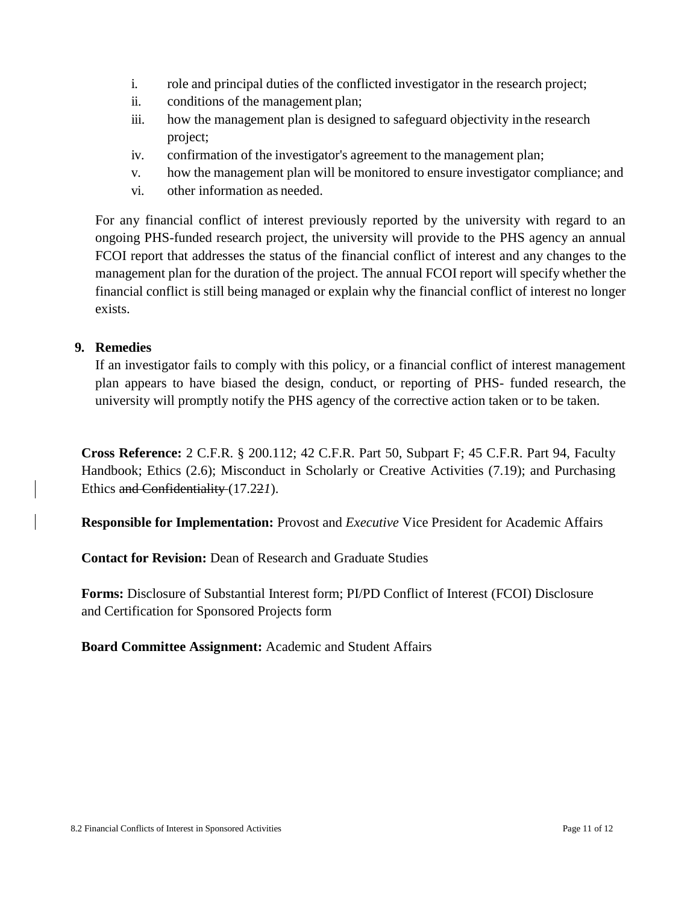i. role and principal duties of the conflicted investigator in the research project;
ii. conditions of the management plan;
iii. how the management plan is designed to safeguard objectivity in the research project;
iv. confirmation of the investigator's agreement to the management plan;
v. how the management plan will be monitored to ensure investigator compliance; and
vi. other information as needed.

For any financial conflict of interest previously reported by the university with regard to an ongoing PHS-funded research project, the university will provide to the PHS agency an annual FCOI report that addresses the status of the financial conflict of interest and any changes to the management plan for the duration of the project. The annual FCOI report will specify whether the financial conflict is still being managed or explain why the financial conflict of interest no longer exists.

**9. Remedies**

If an investigator fails to comply with this policy, or a financial conflict of interest management plan appears to have biased the design, conduct, or reporting of PHS- funded research, the university will promptly notify the PHS agency of the corrective action taken or to be taken.

**Cross Reference:** 2 C.F.R. § 200.112; 42 C.F.R. Part 50, Subpart F; 45 C.F.R. Part 94, Faculty Handbook; Ethics (2.6); Misconduct in Scholarly or Creative Activities (7.19); and Purchasing Ethics ~~and Confidentiality~~ (17.22*1*).

**Responsible for Implementation:** Provost and *Executive* Vice President for Academic Affairs

**Contact for Revision:** Dean of Research and Graduate Studies

**Forms:** Disclosure of Substantial Interest form; PI/PD Conflict of Interest (FCOI) Disclosure and Certification for Sponsored Projects form

**Board Committee Assignment:** Academic and Student Affairs